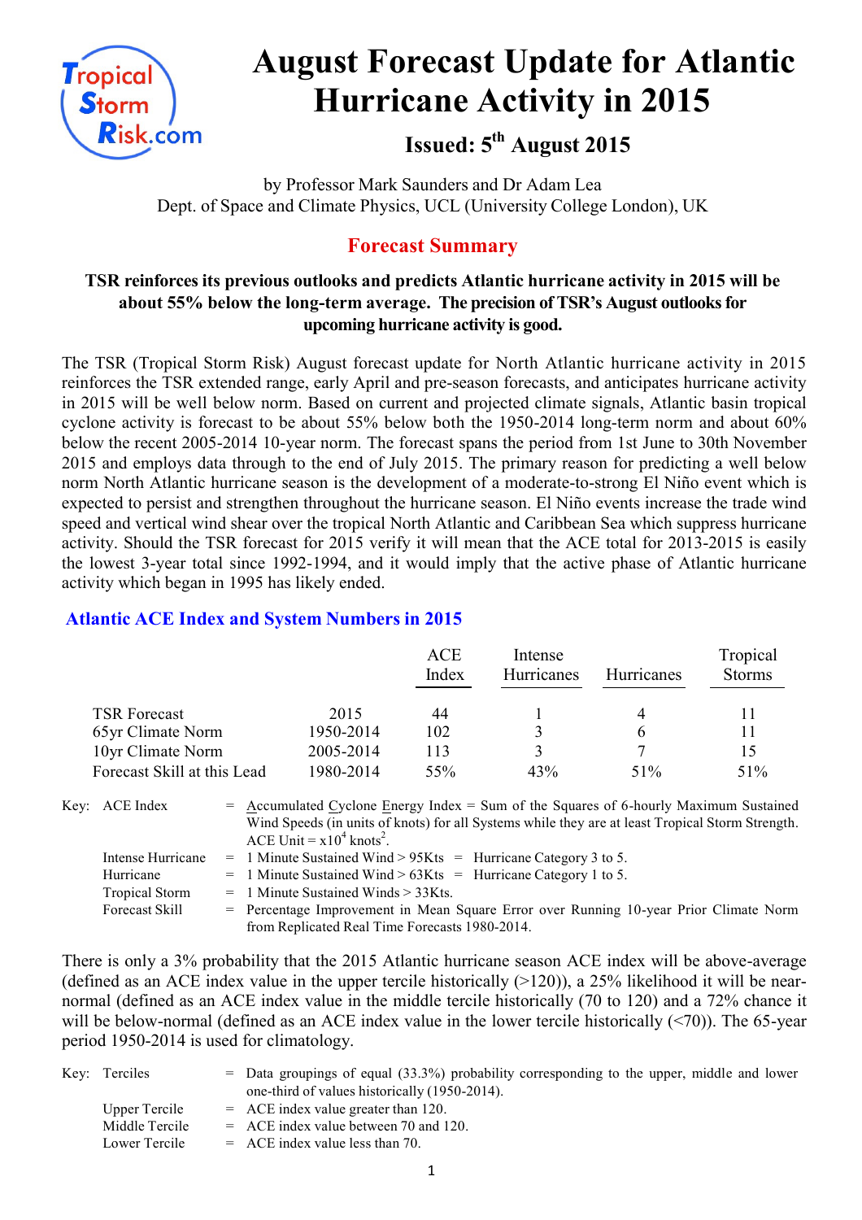# August Forecast Update for Atlantic Hurricane Activity in 2015

## Issued: 5th August 2015

by Professor Mark Saunders and Dr Adam Lea
Dept. of Space and Climate Physics, UCL (University College London), UK

## Forecast Summary

**TSR reinforces its previous outlooks and predicts Atlantic hurricane activity in 2015 will be about 55% below the long-term average. The precision of TSR's August outlooks for upcoming hurricane activity is good.**

The TSR (Tropical Storm Risk) August forecast update for North Atlantic hurricane activity in 2015 reinforces the TSR extended range, early April and pre-season forecasts, and anticipates hurricane activity in 2015 will be well below norm. Based on current and projected climate signals, Atlantic basin tropical cyclone activity is forecast to be about 55% below both the 1950-2014 long-term norm and about 60% below the recent 2005-2014 10-year norm. The forecast spans the period from 1st June to 30th November 2015 and employs data through to the end of July 2015. The primary reason for predicting a well below norm North Atlantic hurricane season is the development of a moderate-to-strong El Niño event which is expected to persist and strengthen throughout the hurricane season. El Niño events increase the trade wind speed and vertical wind shear over the tropical North Atlantic and Caribbean Sea which suppress hurricane activity. Should the TSR forecast for 2015 verify it will mean that the ACE total for 2013-2015 is easily the lowest 3-year total since 1992-1994, and it would imply that the active phase of Atlantic hurricane activity which began in 1995 has likely ended.

### Atlantic ACE Index and System Numbers in 2015

| | | ACE Index | Intense Hurricanes | Hurricanes | Tropical Storms |
|---|---|---|---|---|---|
| TSR Forecast | 2015 | 44 | 1 | 4 | 11 |
| 65yr Climate Norm | 1950-2014 | 102 | 3 | 6 | 11 |
| 10yr Climate Norm | 2005-2014 | 113 | 3 | 7 | 15 |
| Forecast Skill at this Lead | 1980-2014 | 55% | 43% | 51% | 51% |

Key:
- ACE Index = Accumulated Cyclone Energy Index = Sum of the Squares of 6-hourly Maximum Sustained Wind Speeds (in units of knots) for all Systems while they are at least Tropical Storm Strength. ACE Unit = $x10^4$ $knots^2$.
- Intense Hurricane = 1 Minute Sustained Wind > 95Kts = Hurricane Category 3 to 5.
- Hurricane = 1 Minute Sustained Wind > 63Kts = Hurricane Category 1 to 5.
- Tropical Storm = 1 Minute Sustained Winds > 33Kts.
- Forecast Skill = Percentage Improvement in Mean Square Error over Running 10-year Prior Climate Norm from Replicated Real Time Forecasts 1980-2014.

There is only a 3% probability that the 2015 Atlantic hurricane season ACE index will be above-average (defined as an ACE index value in the upper tercile historically (>120)), a 25% likelihood it will be near-normal (defined as an ACE index value in the middle tercile historically (70 to 120) and a 72% chance it will be below-normal (defined as an ACE index value in the lower tercile historically (<70)). The 65-year period 1950-2014 is used for climatology.

Key:
- Terciles = Data groupings of equal (33.3%) probability corresponding to the upper, middle and lower one-third of values historically (1950-2014).
- Upper Tercile = ACE index value greater than 120.
- Middle Tercile = ACE index value between 70 and 120.
- Lower Tercile = ACE index value less than 70.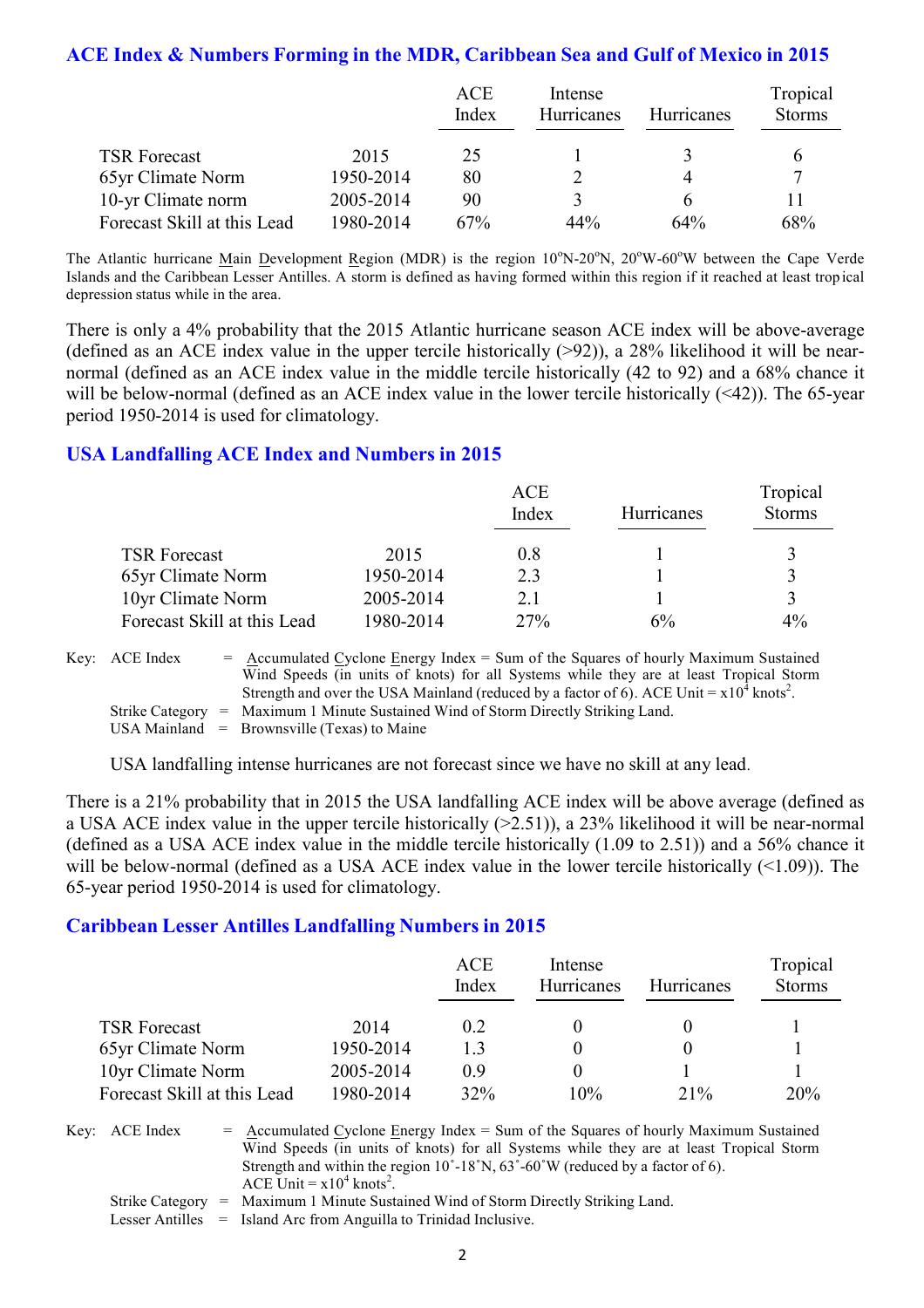## ACE Index & Numbers Forming in the MDR, Caribbean Sea and Gulf of Mexico in 2015

| | | ACE Index | Intense Hurricanes | Hurricanes | Tropical Storms |
|---|---|---|---|---|---|
| TSR Forecast | 2015 | 25 | 1 | 3 | 6 |
| 65yr Climate Norm | 1950-2014 | 80 | 2 | 4 | 7 |
| 10-yr Climate norm | 2005-2014 | 90 | 3 | 6 | 11 |
| Forecast Skill at this Lead | 1980-2014 | 67% | 44% | 64% | 68% |

The Atlantic hurricane Main Development Region (MDR) is the region 10ºN-20ºN, 20ºW-60ºW between the Cape Verde Islands and the Caribbean Lesser Antilles. A storm is defined as having formed within this region if it reached at least tropical depression status while in the area.

There is only a 4% probability that the 2015 Atlantic hurricane season ACE index will be above-average (defined as an ACE index value in the upper tercile historically (>92)), a 28% likelihood it will be near-normal (defined as an ACE index value in the middle tercile historically (42 to 92) and a 68% chance it will be below-normal (defined as an ACE index value in the lower tercile historically (<42)). The 65-year period 1950-2014 is used for climatology.

## USA Landfalling ACE Index and Numbers in 2015

| | | ACE Index | Hurricanes | Tropical Storms |
|---|---|---|---|---|
| TSR Forecast | 2015 | 0.8 | 1 | 3 |
| 65yr Climate Norm | 1950-2014 | 2.3 | 1 | 3 |
| 10yr Climate Norm | 2005-2014 | 2.1 | 1 | 3 |
| Forecast Skill at this Lead | 1980-2014 | 27% | 6% | 4% |

Key: ACE Index = Accumulated Cyclone Energy Index = Sum of the Squares of hourly Maximum Sustained Wind Speeds (in units of knots) for all Systems while they are at least Tropical Storm Strength and over the USA Mainland (reduced by a factor of 6). ACE Unit = $x10^4$ knots$^2$.
Strike Category = Maximum 1 Minute Sustained Wind of Storm Directly Striking Land.
USA Mainland = Brownsville (Texas) to Maine

USA landfalling intense hurricanes are not forecast since we have no skill at any lead.

There is a 21% probability that in 2015 the USA landfalling ACE index will be above average (defined as a USA ACE index value in the upper tercile historically (>2.51)), a 23% likelihood it will be near-normal (defined as a USA ACE index value in the middle tercile historically (1.09 to 2.51)) and a 56% chance it will be below-normal (defined as a USA ACE index value in the lower tercile historically (<1.09)). The 65-year period 1950-2014 is used for climatology.

## Caribbean Lesser Antilles Landfalling Numbers in 2015

| | | ACE Index | Intense Hurricanes | Hurricanes | Tropical Storms |
|---|---|---|---|---|---|
| TSR Forecast | 2014 | 0.2 | 0 | 0 | 1 |
| 65yr Climate Norm | 1950-2014 | 1.3 | 0 | 0 | 1 |
| 10yr Climate Norm | 2005-2014 | 0.9 | 0 | 1 | 1 |
| Forecast Skill at this Lead | 1980-2014 | 32% | 10% | 21% | 20% |

Key: ACE Index = Accumulated Cyclone Energy Index = Sum of the Squares of hourly Maximum Sustained Wind Speeds (in units of knots) for all Systems while they are at least Tropical Storm Strength and within the region 10˚-18˚N, 63˚-60˚W (reduced by a factor of 6). ACE Unit = $x10^4$ knots$^2$.
Strike Category = Maximum 1 Minute Sustained Wind of Storm Directly Striking Land.
Lesser Antilles = Island Arc from Anguilla to Trinidad Inclusive.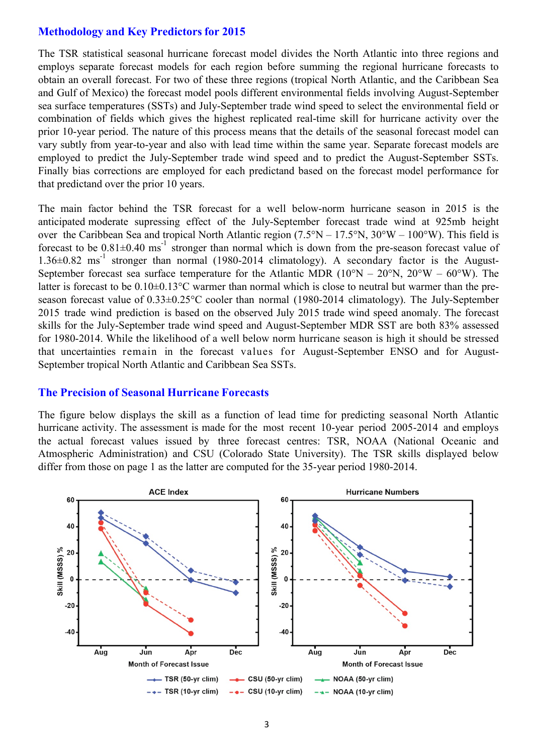## Methodology and Key Predictors for 2015

The TSR statistical seasonal hurricane forecast model divides the North Atlantic into three regions and employs separate forecast models for each region before summing the regional hurricane forecasts to obtain an overall forecast. For two of these three regions (tropical North Atlantic, and the Caribbean Sea and Gulf of Mexico) the forecast model pools different environmental fields involving August-September sea surface temperatures (SSTs) and July-September trade wind speed to select the environmental field or combination of fields which gives the highest replicated real-time skill for hurricane activity over the prior 10-year period. The nature of this process means that the details of the seasonal forecast model can vary subtly from year-to-year and also with lead time within the same year. Separate forecast models are employed to predict the July-September trade wind speed and to predict the August-September SSTs. Finally bias corrections are employed for each predictand based on the forecast model performance for that predictand over the prior 10 years.

The main factor behind the TSR forecast for a well below-norm hurricane season in 2015 is the anticipated moderate supressing effect of the July-September forecast trade wind at 925mb height over the Caribbean Sea and tropical North Atlantic region (7.5°N – 17.5°N, 30°W – 100°W). This field is forecast to be 0.81±0.40 $ms^{-1}$ stronger than normal which is down from the pre-season forecast value of 1.36±0.82 $ms^{-1}$ stronger than normal (1980-2014 climatology). A secondary factor is the August-September forecast sea surface temperature for the Atlantic MDR (10°N – 20°N, 20°W – 60°W). The latter is forecast to be 0.10±0.13°C warmer than normal which is close to neutral but warmer than the pre-season forecast value of 0.33±0.25°C cooler than normal (1980-2014 climatology). The July-September 2015 trade wind prediction is based on the observed July 2015 trade wind speed anomaly. The forecast skills for the July-September trade wind speed and August-September MDR SST are both 83% assessed for 1980-2014. While the likelihood of a well below norm hurricane season is high it should be stressed that uncertainties remain in the forecast values for August-September ENSO and for August-September tropical North Atlantic and Caribbean Sea SSTs.

## The Precision of Seasonal Hurricane Forecasts

The figure below displays the skill as a function of lead time for predicting seasonal North Atlantic hurricane activity. The assessment is made for the most recent 10-year period 2005-2014 and employs the actual forecast values issued by three forecast centres: TSR, NOAA (National Oceanic and Atmospheric Administration) and CSU (Colorado State University). The TSR skills displayed below differ from those on page 1 as the latter are computed for the 35-year period 1980-2014.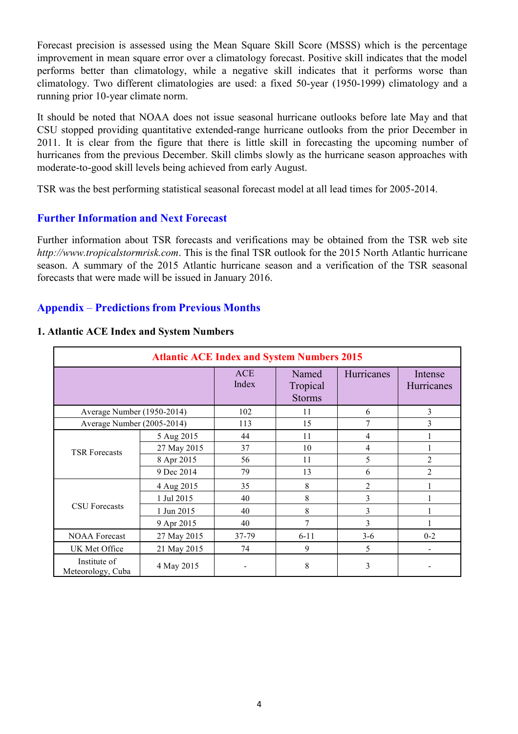Forecast precision is assessed using the Mean Square Skill Score (MSSS) which is the percentage improvement in mean square error over a climatology forecast. Positive skill indicates that the model performs better than climatology, while a negative skill indicates that it performs worse than climatology. Two different climatologies are used: a fixed 50-year (1950-1999) climatology and a running prior 10-year climate norm.

It should be noted that NOAA does not issue seasonal hurricane outlooks before late May and that CSU stopped providing quantitative extended-range hurricane outlooks from the prior December in 2011. It is clear from the figure that there is little skill in forecasting the upcoming number of hurricanes from the previous December. Skill climbs slowly as the hurricane season approaches with moderate-to-good skill levels being achieved from early August.

TSR was the best performing statistical seasonal forecast model at all lead times for 2005-2014.

## Further Information and Next Forecast

Further information about TSR forecasts and verifications may be obtained from the TSR web site *http://www.tropicalstormrisk.com*. This is the final TSR outlook for the 2015 North Atlantic hurricane season. A summary of the 2015 Atlantic hurricane season and a verification of the TSR seasonal forecasts that were made will be issued in January 2016.

## Appendix – Predictions from Previous Months

### 1. Atlantic ACE Index and System Numbers

| Atlantic ACE Index and System Numbers 2015 | | | | | |
|---|---|---|---|---|---|
| | | ACE Index | Named Tropical Storms | Hurricanes | Intense Hurricanes |
| Average Number (1950-2014) | | 102 | 11 | 6 | 3 |
| Average Number (2005-2014) | | 113 | 15 | 7 | 3 |
| TSR Forecasts | 5 Aug 2015 | 44 | 11 | 4 | 1 |
| | 27 May 2015 | 37 | 10 | 4 | 1 |
| | 8 Apr 2015 | 56 | 11 | 5 | 2 |
| | 9 Dec 2014 | 79 | 13 | 6 | 2 |
| CSU Forecasts | 4 Aug 2015 | 35 | 8 | 2 | 1 |
| | 1 Jul 2015 | 40 | 8 | 3 | 1 |
| | 1 Jun 2015 | 40 | 8 | 3 | 1 |
| | 9 Apr 2015 | 40 | 7 | 3 | 1 |
| NOAA Forecast | 27 May 2015 | 37-79 | 6-11 | 3-6 | 0-2 |
| UK Met Office | 21 May 2015 | 74 | 9 | 5 | - |
| Institute of Meteorology, Cuba | 4 May 2015 | - | 8 | 3 | - |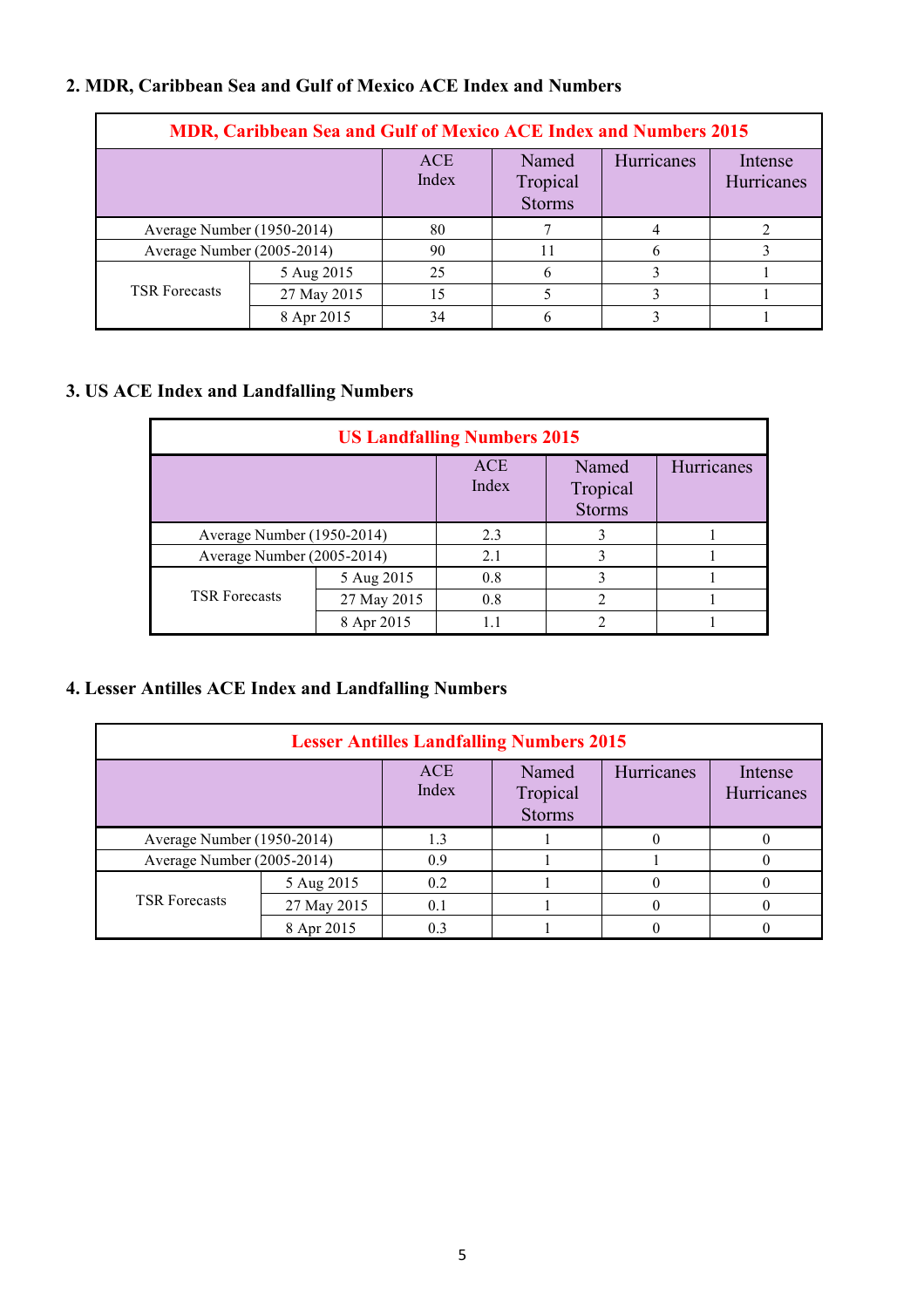## 2. MDR, Caribbean Sea and Gulf of Mexico ACE Index and Numbers

| MDR, Caribbean Sea and Gulf of Mexico ACE Index and Numbers 2015 | | | | | |
|---|---|---|---|---|---|
| | | ACE Index | Named Tropical Storms | Hurricanes | Intense Hurricanes |
| Average Number (1950-2014) | | 80 | 7 | 4 | 2 |
| Average Number (2005-2014) | | 90 | 11 | 6 | 3 |
| TSR Forecasts | 5 Aug 2015 | 25 | 6 | 3 | 1 |
| | 27 May 2015 | 15 | 5 | 3 | 1 |
| | 8 Apr 2015 | 34 | 6 | 3 | 1 |

## 3. US ACE Index and Landfalling Numbers

| US Landfalling Numbers 2015 | | | | |
|---|---|---|---|---|
| | | ACE Index | Named Tropical Storms | Hurricanes |
| Average Number (1950-2014) | | 2.3 | 3 | 1 |
| Average Number (2005-2014) | | 2.1 | 3 | 1 |
| TSR Forecasts | 5 Aug 2015 | 0.8 | 3 | 1 |
| | 27 May 2015 | 0.8 | 2 | 1 |
| | 8 Apr 2015 | 1.1 | 2 | 1 |

## 4. Lesser Antilles ACE Index and Landfalling Numbers

| Lesser Antilles Landfalling Numbers 2015 | | | | | |
|---|---|---|---|---|---|
| | | ACE Index | Named Tropical Storms | Hurricanes | Intense Hurricanes |
| Average Number (1950-2014) | | 1.3 | 1 | 0 | 0 |
| Average Number (2005-2014) | | 0.9 | 1 | 1 | 0 |
| TSR Forecasts | 5 Aug 2015 | 0.2 | 1 | 0 | 0 |
| | 27 May 2015 | 0.1 | 1 | 0 | 0 |
| | 8 Apr 2015 | 0.3 | 1 | 0 | 0 |